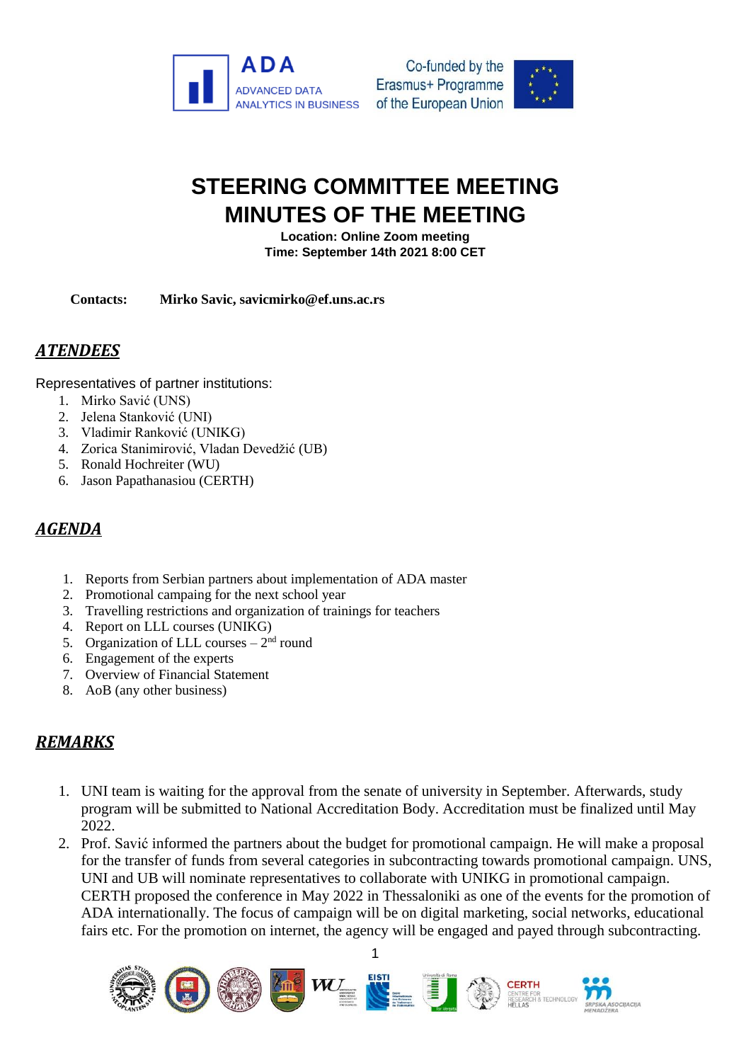# STEERING COMMITTEE MEETING
# MINUTES OF THE MEETING

**Location: Online Zoom meeting**
**Time: September 14th 2021 8:00 CET**

**Contacts:** **Mirko Savic, savicmirko@ef.uns.ac.rs**

## *ATENDEES*

Representatives of partner institutions:

1. Mirko Savić (UNS)
2. Jelena Stanković (UNI)
3. Vladimir Ranković (UNIKG)
4. Zorica Stanimirović, Vladan Devedžić (UB)
5. Ronald Hochreiter (WU)
6. Jason Papathanasiou (CERTH)

## *AGENDA*

1. Reports from Serbian partners about implementation of ADA master
2. Promotional campaing for the next school year
3. Travelling restrictions and organization of trainings for teachers
4. Report on LLL courses (UNIKG)
5. Organization of LLL courses – 2nd round
6. Engagement of the experts
7. Overview of Financial Statement
8. AoB (any other business)

## *REMARKS*

1. UNI team is waiting for the approval from the senate of university in September. Afterwards, study program will be submitted to National Accreditation Body. Accreditation must be finalized until May 2022.
2. Prof. Savić informed the partners about the budget for promotional campaign. He will make a proposal for the transfer of funds from several categories in subcontracting towards promotional campaign. UNS, UNI and UB will nominate representatives to collaborate with UNIKG in promotional campaign. CERTH proposed the conference in May 2022 in Thessaloniki as one of the events for the promotion of ADA internationally. The focus of campaign will be on digital marketing, social networks, educational fairs etc. For the promotion on internet, the agency will be engaged and payed through subcontracting.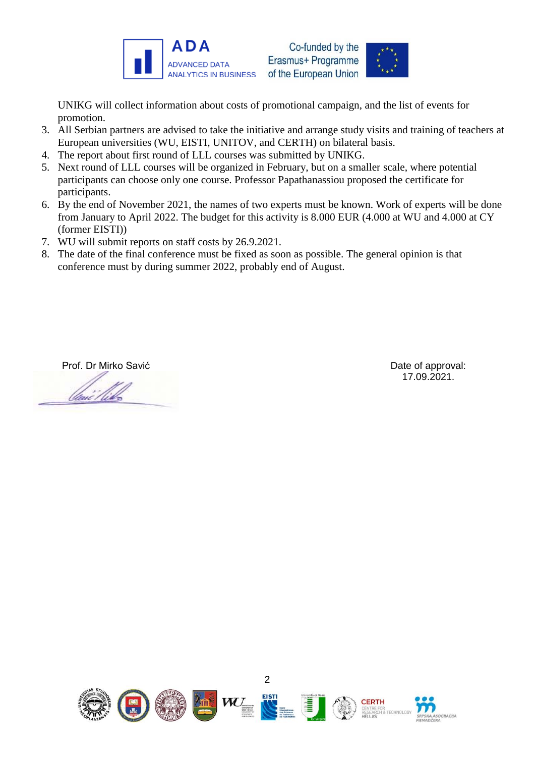UNIKG will collect information about costs of promotional campaign, and the list of events for promotion.

3. All Serbian partners are advised to take the initiative and arrange study visits and training of teachers at European universities (WU, EISTI, UNITOV, and CERTH) on bilateral basis.
4. The report about first round of LLL courses was submitted by UNIKG.
5. Next round of LLL courses will be organized in February, but on a smaller scale, where potential participants can choose only one course. Professor Papathanassiou proposed the certificate for participants.
6. By the end of November 2021, the names of two experts must be known. Work of experts will be done from January to April 2022. The budget for this activity is 8.000 EUR (4.000 at WU and 4.000 at CY (former EISTI))
7. WU will submit reports on staff costs by 26.9.2021.
8. The date of the final conference must be fixed as soon as possible. The general opinion is that conference must by during summer 2022, probably end of August.

Prof. Dr Mirko Savić

Date of approval:
17.09.2021.